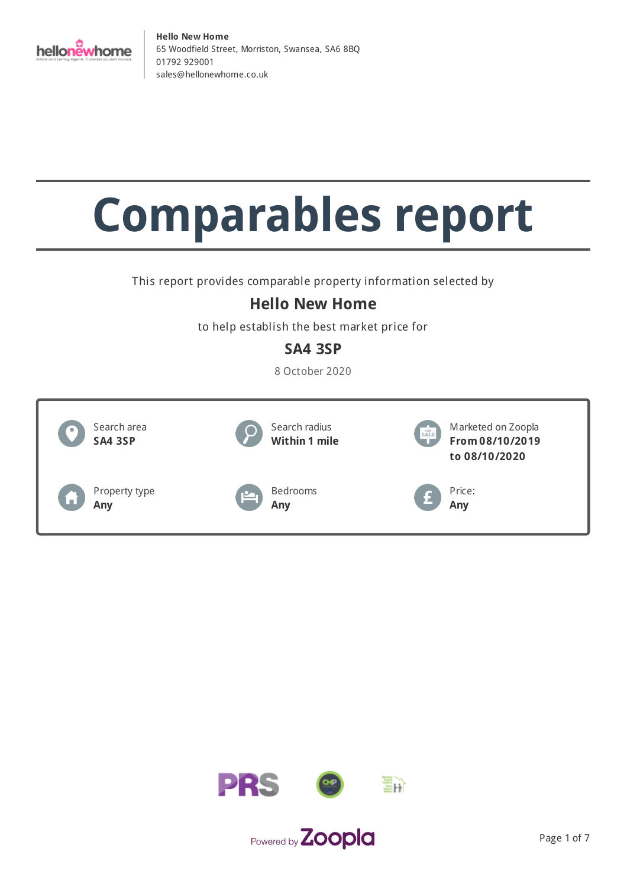**Hello New Home**
65 Woodfield Street, Morriston, Swansea, SA6 8BQ
01792 929001
sales@hellonewhome.co.uk

# Comparables report

This report provides comparable property information selected by

## Hello New Home

to help establish the best market price for

## SA4 3SP

8 October 2020

| | | |
|---|---|---|
| Search area **SA4 3SP** | Search radius **Within 1 mile** | Marketed on Zoopla **From 08/10/2019 to 08/10/2020** |
| Property type **Any** | Bedrooms **Any** | Price: **Any** |

Powered by Zoopla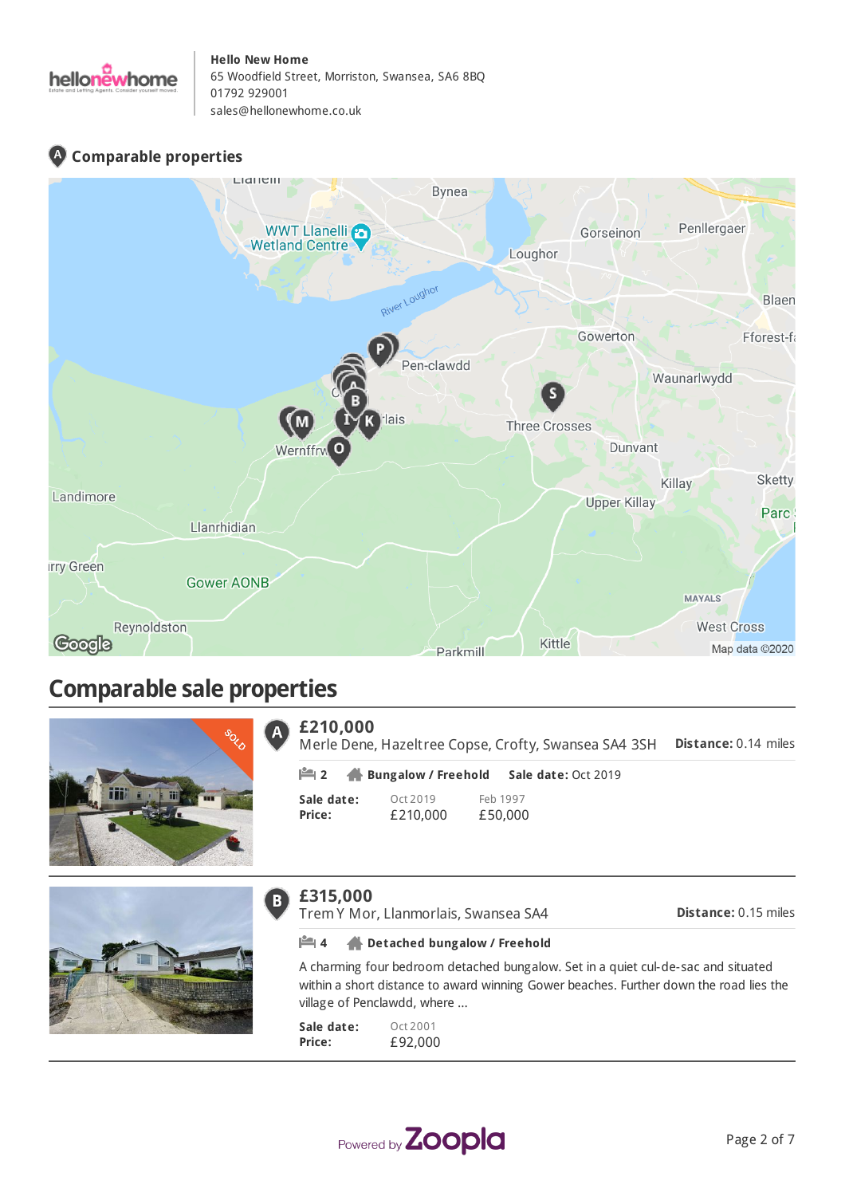**Hello New Home**
65 Woodfield Street, Morriston, Swansea, SA6 8BQ
01792 929001
sales@hellonewhome.co.uk

## Comparable properties

# Comparable sale properties

### A £210,000

Merle Dene, Hazeltree Copse, Crofty, Swansea SA4 3SH — **Distance:** 0.14 miles

2 | **Bungalow / Freehold** | **Sale date:** Oct 2019

| **Sale date:** | Oct 2019 | Feb 1997 |
|---|---|---|
| **Price:** | £210,000 | £50,000 |

### B £315,000

Trem Y Mor, Llanmorlais, Swansea SA4 — **Distance:** 0.15 miles

4 | **Detached bungalow / Freehold**

A charming four bedroom detached bungalow. Set in a quiet cul-de-sac and situated within a short distance to award winning Gower beaches. Further down the road lies the village of Penclawdd, where ...

| **Sale date:** | Oct 2001 |
|---|---|
| **Price:** | £92,000 |

Powered by Zoopla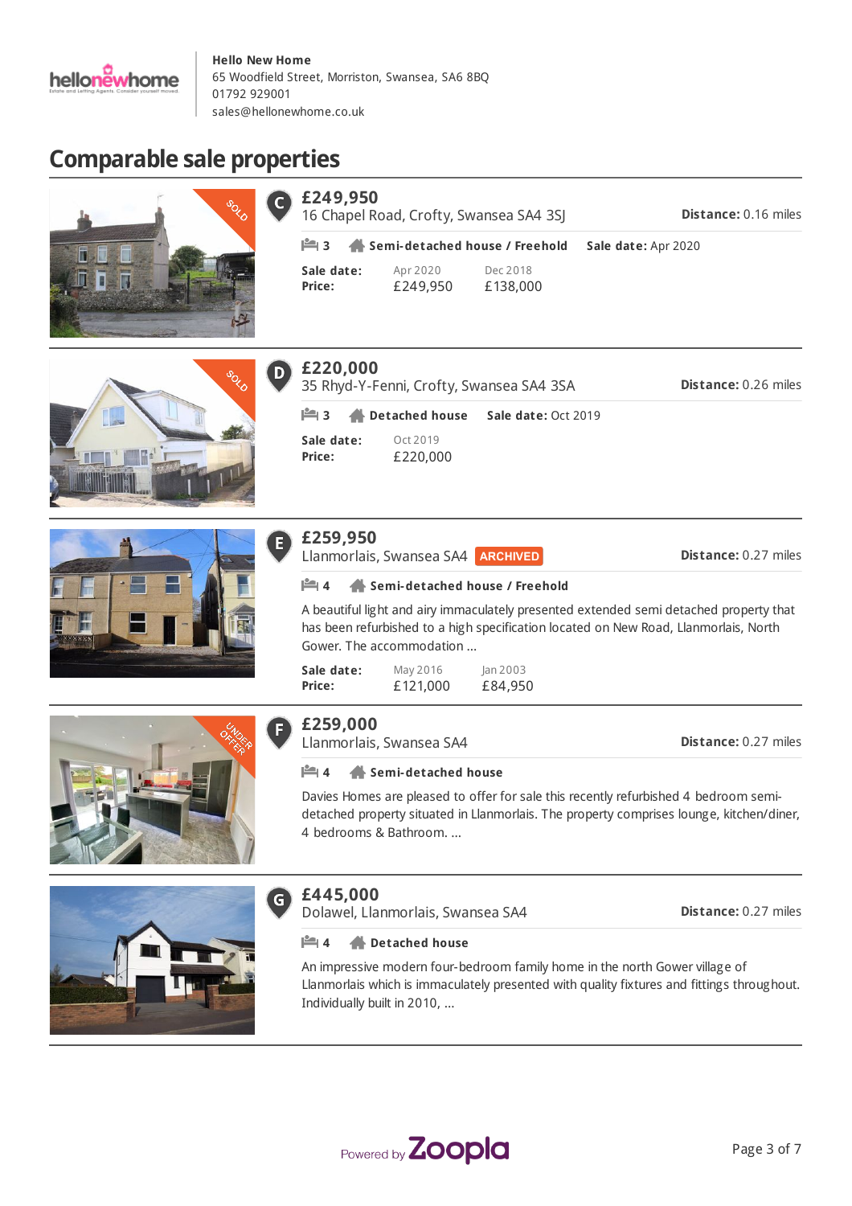**Hello New Home**
65 Woodfield Street, Morriston, Swansea, SA6 8BQ
01792 929001
sales@hellonewhome.co.uk

# Comparable sale properties

## C — £249,950

16 Chapel Road, Crofty, Swansea SA4 3SJ

**Distance:** 0.16 miles

3 | **Semi-detached house / Freehold** | **Sale date:** Apr 2020

| **Sale date:** | Apr 2020 | Dec 2018 |
|---|---|---|
| **Price:** | £249,950 | £138,000 |

---

## D — £220,000

35 Rhyd-Y-Fenni, Crofty, Swansea SA4 3SA

**Distance:** 0.26 miles

3 | **Detached house** | **Sale date:** Oct 2019

| **Sale date:** | Oct 2019 |
|---|---|
| **Price:** | £220,000 |

---

## E — £259,950

Llanmorlais, Swansea SA4 ARCHIVED

**Distance:** 0.27 miles

4 | **Semi-detached house / Freehold**

A beautiful light and airy immaculately presented extended semi detached property that has been refurbished to a high specification located on New Road, Llanmorlais, North Gower. The accommodation ...

| **Sale date:** | May 2016 | Jan 2003 |
|---|---|---|
| **Price:** | £121,000 | £84,950 |

---

## F — £259,000

Llanmorlais, Swansea SA4

**Distance:** 0.27 miles

4 | **Semi-detached house**

Davies Homes are pleased to offer for sale this recently refurbished 4 bedroom semi-detached property situated in Llanmorlais. The property comprises lounge, kitchen/diner, 4 bedrooms & Bathroom. ...

---

## G — £445,000

Dolawel, Llanmorlais, Swansea SA4

**Distance:** 0.27 miles

4 | **Detached house**

An impressive modern four-bedroom family home in the north Gower village of Llanmorlais which is immaculately presented with quality fixtures and fittings throughout. Individually built in 2010, ...

Powered by Zoopla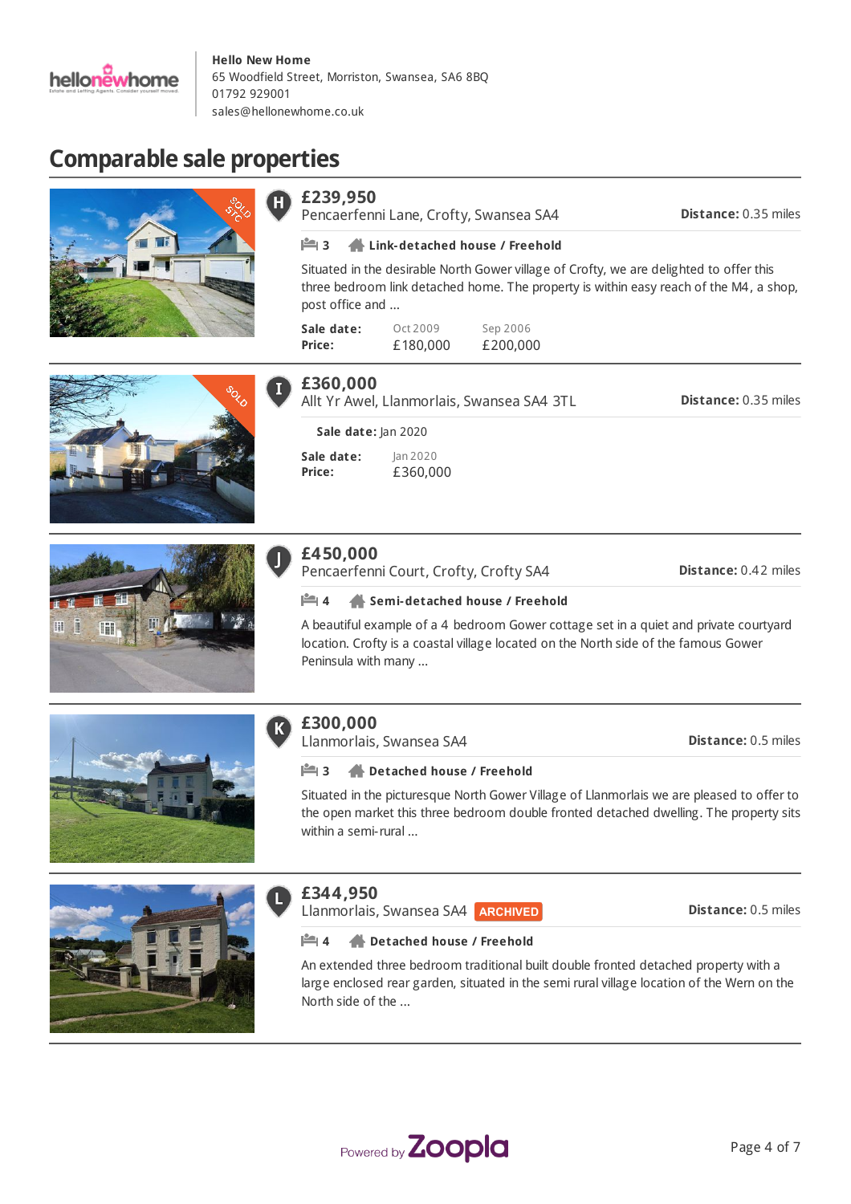**Hello New Home**
65 Woodfield Street, Morriston, Swansea, SA6 8BQ
01792 929001
sales@hellonewhome.co.uk

# Comparable sale properties

## H

**£239,950**
Pencaerfenni Lane, Crofty, Swansea SA4

**Distance:** 0.35 miles

3 **Link-detached house / Freehold**

Situated in the desirable North Gower village of Crofty, we are delighted to offer this three bedroom link detached home. The property is within easy reach of the M4, a shop, post office and ...

| **Sale date:** | Oct 2009 | Sep 2006 |
|---|---|---|
| **Price:** | £180,000 | £200,000 |

## I

**£360,000**
Allt Yr Awel, Llanmorlais, Swansea SA4 3TL

**Distance:** 0.35 miles

**Sale date:** Jan 2020

| **Sale date:** | Jan 2020 |
|---|---|
| **Price:** | £360,000 |

## J

**£450,000**
Pencaerfenni Court, Crofty, Crofty SA4

**Distance:** 0.42 miles

4 **Semi-detached house / Freehold**

A beautiful example of a 4 bedroom Gower cottage set in a quiet and private courtyard location. Crofty is a coastal village located on the North side of the famous Gower Peninsula with many ...

## K

**£300,000**
Llanmorlais, Swansea SA4

**Distance:** 0.5 miles

3 **Detached house / Freehold**

Situated in the picturesque North Gower Village of Llanmorlais we are pleased to offer to the open market this three bedroom double fronted detached dwelling. The property sits within a semi-rural ...

## L

**£344,950**
Llanmorlais, Swansea SA4 ARCHIVED

**Distance:** 0.5 miles

4 **Detached house / Freehold**

An extended three bedroom traditional built double fronted detached property with a large enclosed rear garden, situated in the semi rural village location of the Wern on the North side of the ...

Powered by Zoopla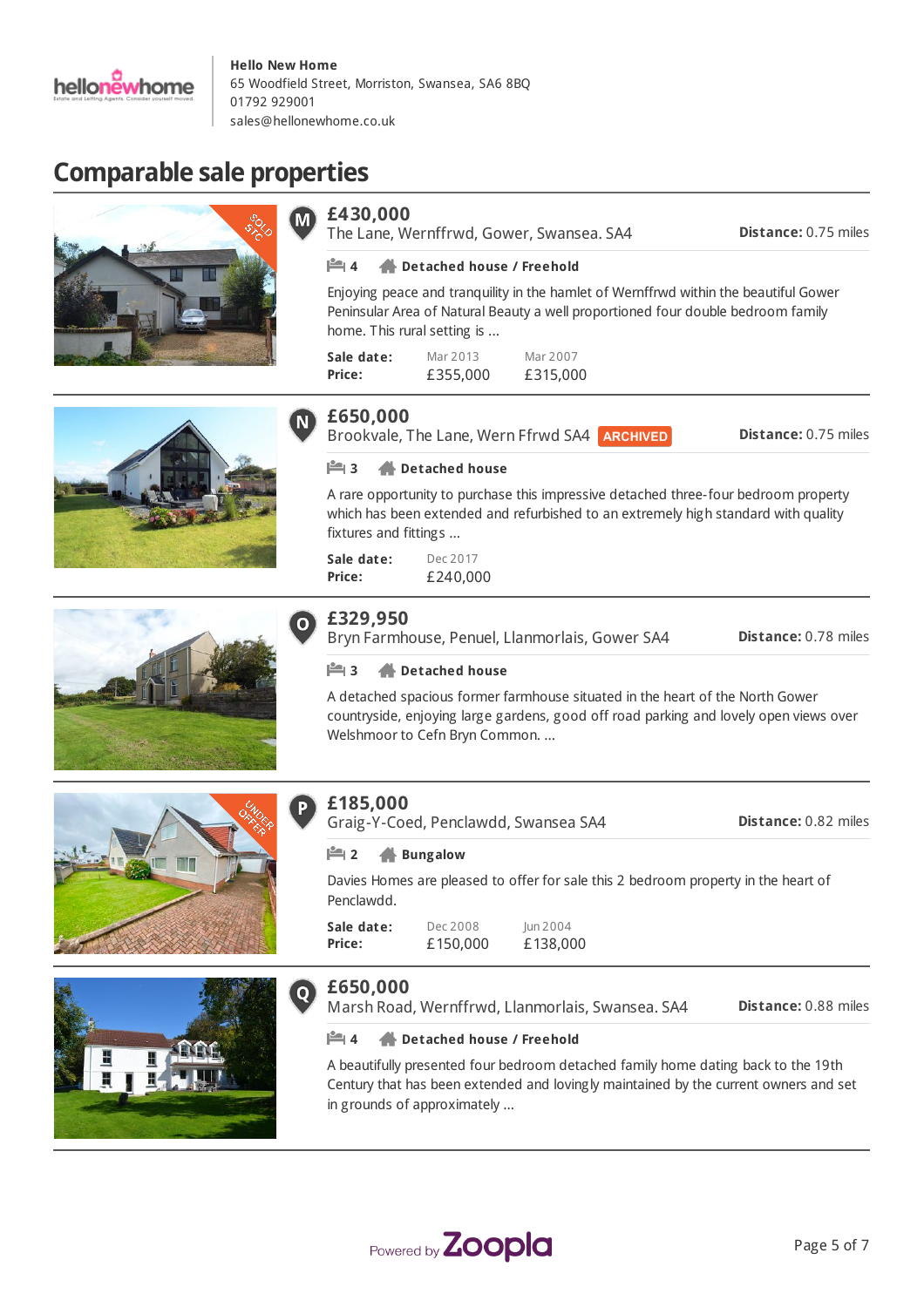**Hello New Home**
65 Woodfield Street, Morriston, Swansea, SA6 8BQ
01792 929001
sales@hellonewhome.co.uk

# Comparable sale properties

## M — £430,000

The Lane, Wernffrwd, Gower, Swansea. SA4 — **Distance:** 0.75 miles

4 | **Detached house / Freehold**

Enjoying peace and tranquility in the hamlet of Wernffrwd within the beautiful Gower Peninsular Area of Natural Beauty a well proportioned four double bedroom family home. This rural setting is ...

| **Sale date:** | Mar 2013 | Mar 2007 |
|---|---|---|
| **Price:** | £355,000 | £315,000 |

## N — £650,000

Brookvale, The Lane, Wern Ffrwd SA4 ARCHIVED — **Distance:** 0.75 miles

3 | **Detached house**

A rare opportunity to purchase this impressive detached three-four bedroom property which has been extended and refurbished to an extremely high standard with quality fixtures and fittings ...

| **Sale date:** | Dec 2017 |
|---|---|
| **Price:** | £240,000 |

## O — £329,950

Bryn Farmhouse, Penuel, Llanmorlais, Gower SA4 — **Distance:** 0.78 miles

3 | **Detached house**

A detached spacious former farmhouse situated in the heart of the North Gower countryside, enjoying large gardens, good off road parking and lovely open views over Welshmoor to Cefn Bryn Common. ...

## P — £185,000

Graig-Y-Coed, Penclawdd, Swansea SA4 — **Distance:** 0.82 miles

2 | **Bungalow**

Davies Homes are pleased to offer for sale this 2 bedroom property in the heart of Penclawdd.

| **Sale date:** | Dec 2008 | Jun 2004 |
|---|---|---|
| **Price:** | £150,000 | £138,000 |

## Q — £650,000

Marsh Road, Wernffrwd, Llanmorlais, Swansea. SA4 — **Distance:** 0.88 miles

4 | **Detached house / Freehold**

A beautifully presented four bedroom detached family home dating back to the 19th Century that has been extended and lovingly maintained by the current owners and set in grounds of approximately ...

Powered by Zoopla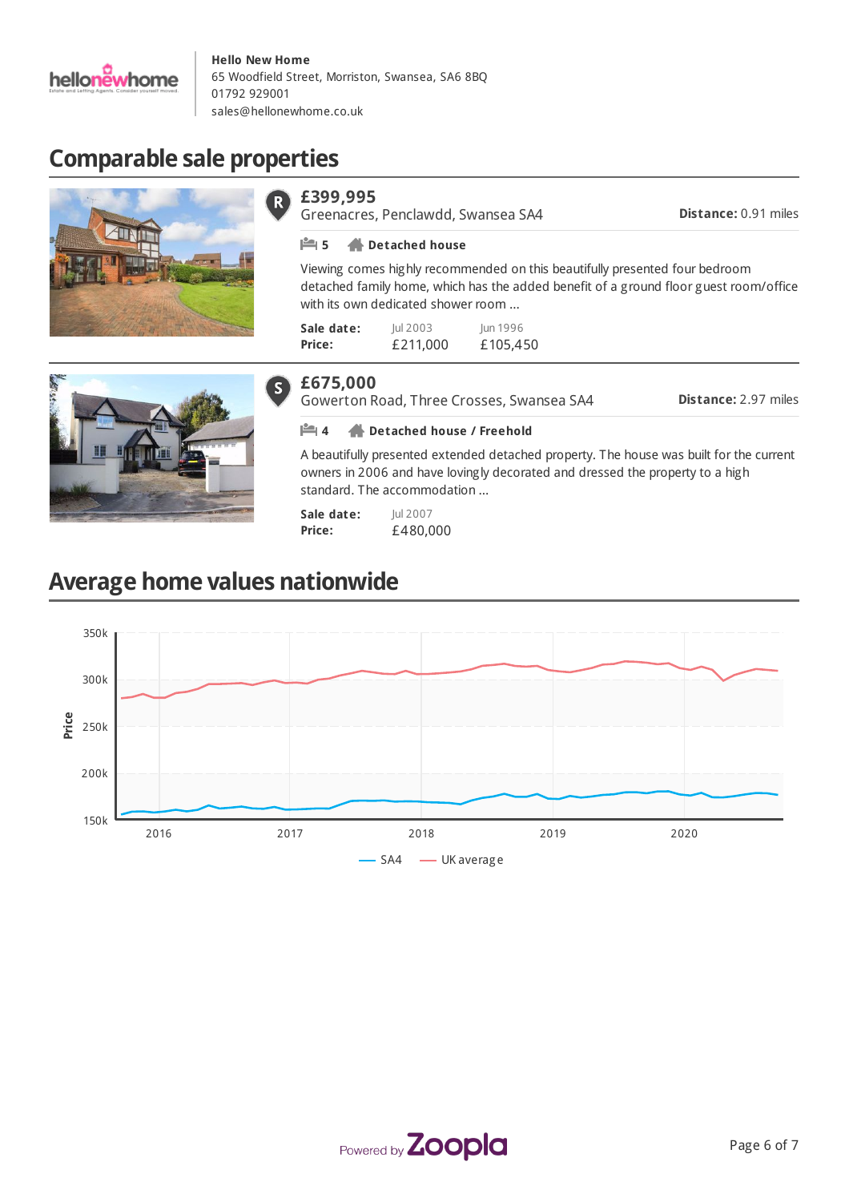**Hello New Home**
65 Woodfield Street, Morriston, Swansea, SA6 8BQ
01792 929001
sales@hellonewhome.co.uk

## Comparable sale properties

### £399,995
Greenacres, Penclawdd, Swansea SA4

**Distance:** 0.91 miles

5 **Detached house**

Viewing comes highly recommended on this beautifully presented four bedroom detached family home, which has the added benefit of a ground floor guest room/office with its own dedicated shower room ...

| **Sale date:** | Jul 2003 | Jun 1996 |
|---|---|---|
| **Price:** | £211,000 | £105,450 |

### £675,000
Gowerton Road, Three Crosses, Swansea SA4

**Distance:** 2.97 miles

4 **Detached house / Freehold**

A beautifully presented extended detached property. The house was built for the current owners in 2006 and have lovingly decorated and dressed the property to a high standard. The accommodation ...

| **Sale date:** | Jul 2007 |
|---|---|
| **Price:** | £480,000 |

## Average home values nationwide

Price: 150k, 200k, 250k, 300k, 350k

2016, 2017, 2018, 2019, 2020

SA4 — UK average

Powered by Zoopla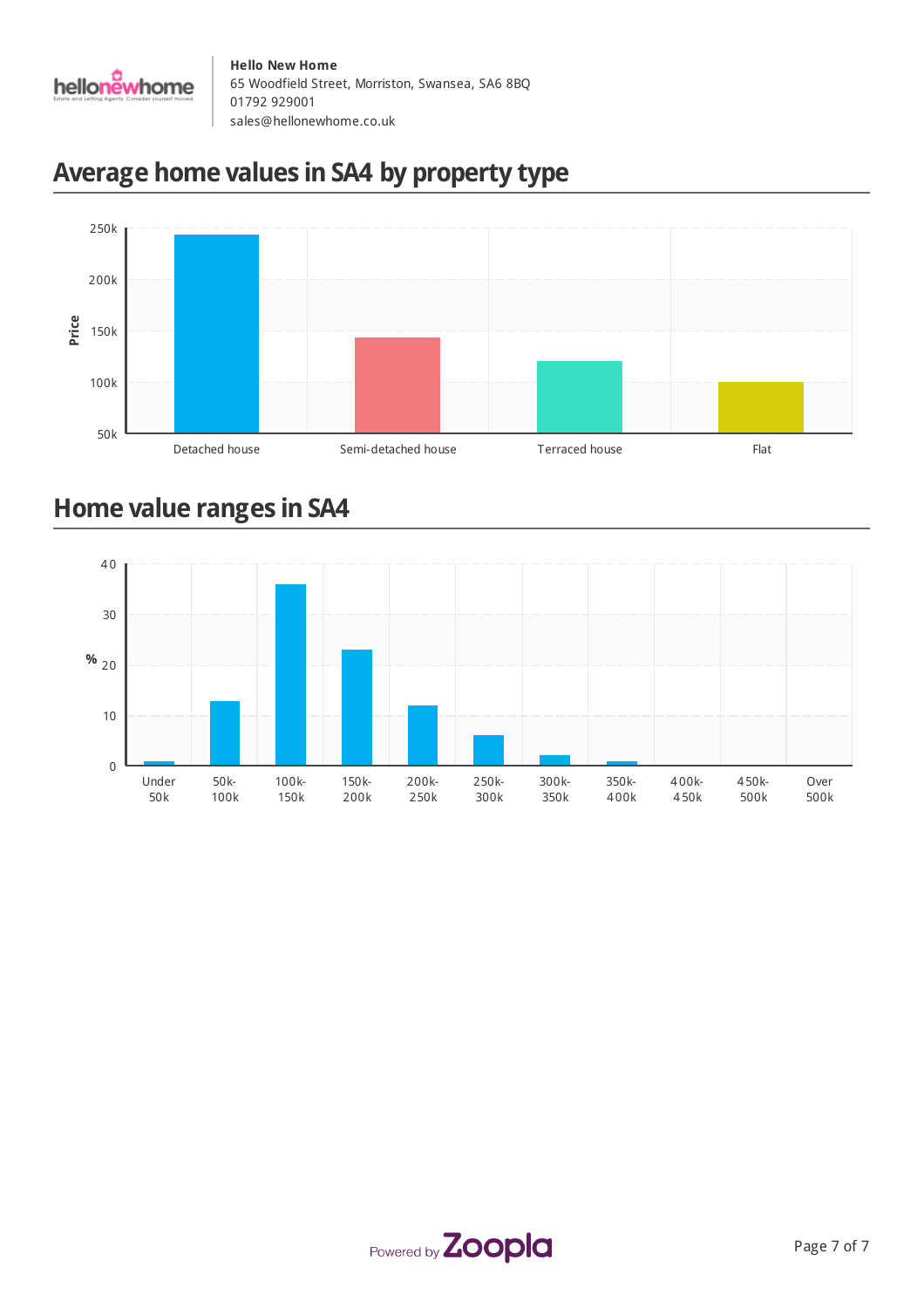**Hello New Home**
65 Woodfield Street, Morriston, Swansea, SA6 8BQ
01792 929001
sales@hellonewhome.co.uk

## Average home values in SA4 by property type

250k
200k
150k
100k
50k
Price

Detached house
Semi-detached house
Terraced house
Flat

## Home value ranges in SA4

40
30
20
10
0
%

Under 50k
50k-100k
100k-150k
150k-200k
200k-250k
250k-300k
300k-350k
350k-400k
400k-450k
450k-500k
Over 500k

Powered by Zoopla